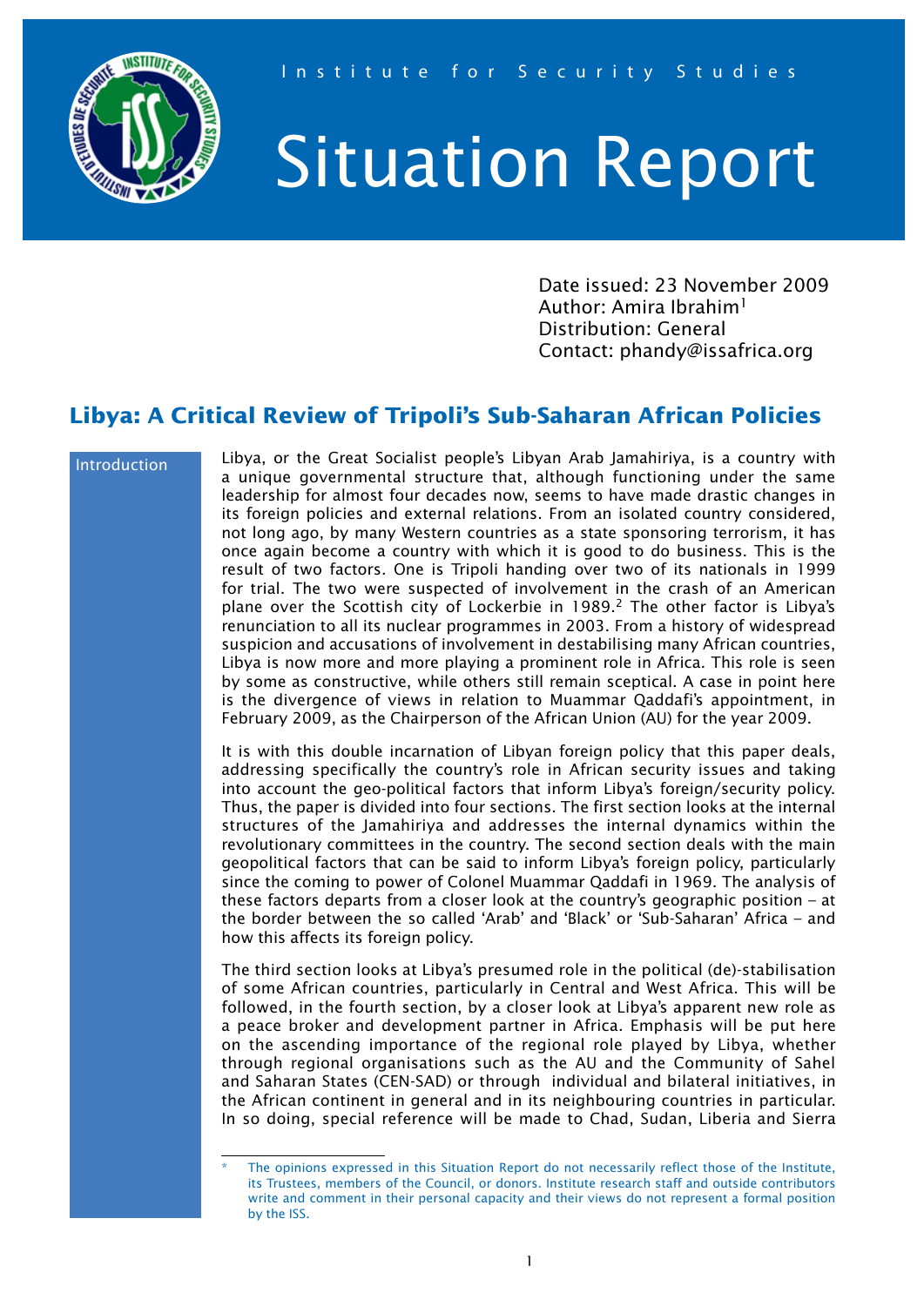Institute for Security Studies

# Situation Report

Date issued: 23 November 2009
Author: Amira Ibrahim[1]
Distribution: General
Contact: phandy@issafrica.org

## Libya: A Critical Review of Tripoli's Sub-Saharan African Policies

### Introduction

Libya, or the Great Socialist people's Libyan Arab Jamahiriya, is a country with a unique governmental structure that, although functioning under the same leadership for almost four decades now, seems to have made drastic changes in its foreign policies and external relations. From an isolated country considered, not long ago, by many Western countries as a state sponsoring terrorism, it has once again become a country with which it is good to do business. This is the result of two factors. One is Tripoli handing over two of its nationals in 1999 for trial. The two were suspected of involvement in the crash of an American plane over the Scottish city of Lockerbie in 1989.[2] The other factor is Libya's renunciation to all its nuclear programmes in 2003. From a history of widespread suspicion and accusations of involvement in destabilising many African countries, Libya is now more and more playing a prominent role in Africa. This role is seen by some as constructive, while others still remain sceptical. A case in point here is the divergence of views in relation to Muammar Qaddafi's appointment, in February 2009, as the Chairperson of the African Union (AU) for the year 2009.

It is with this double incarnation of Libyan foreign policy that this paper deals, addressing specifically the country's role in African security issues and taking into account the geo-political factors that inform Libya's foreign/security policy. Thus, the paper is divided into four sections. The first section looks at the internal structures of the Jamahiriya and addresses the internal dynamics within the revolutionary committees in the country. The second section deals with the main geopolitical factors that can be said to inform Libya's foreign policy, particularly since the coming to power of Colonel Muammar Qaddafi in 1969. The analysis of these factors departs from a closer look at the country's geographic position – at the border between the so called 'Arab' and 'Black' or 'Sub-Saharan' Africa – and how this affects its foreign policy.

The third section looks at Libya's presumed role in the political (de)-stabilisation of some African countries, particularly in Central and West Africa. This will be followed, in the fourth section, by a closer look at Libya's apparent new role as a peace broker and development partner in Africa. Emphasis will be put here on the ascending importance of the regional role played by Libya, whether through regional organisations such as the AU and the Community of Sahel and Saharan States (CEN-SAD) or through individual and bilateral initiatives, in the African continent in general and in its neighbouring countries in particular. In so doing, special reference will be made to Chad, Sudan, Liberia and Sierra

---

\* The opinions expressed in this Situation Report do not necessarily reflect those of the Institute, its Trustees, members of the Council, or donors. Institute research staff and outside contributors write and comment in their personal capacity and their views do not represent a formal position by the ISS.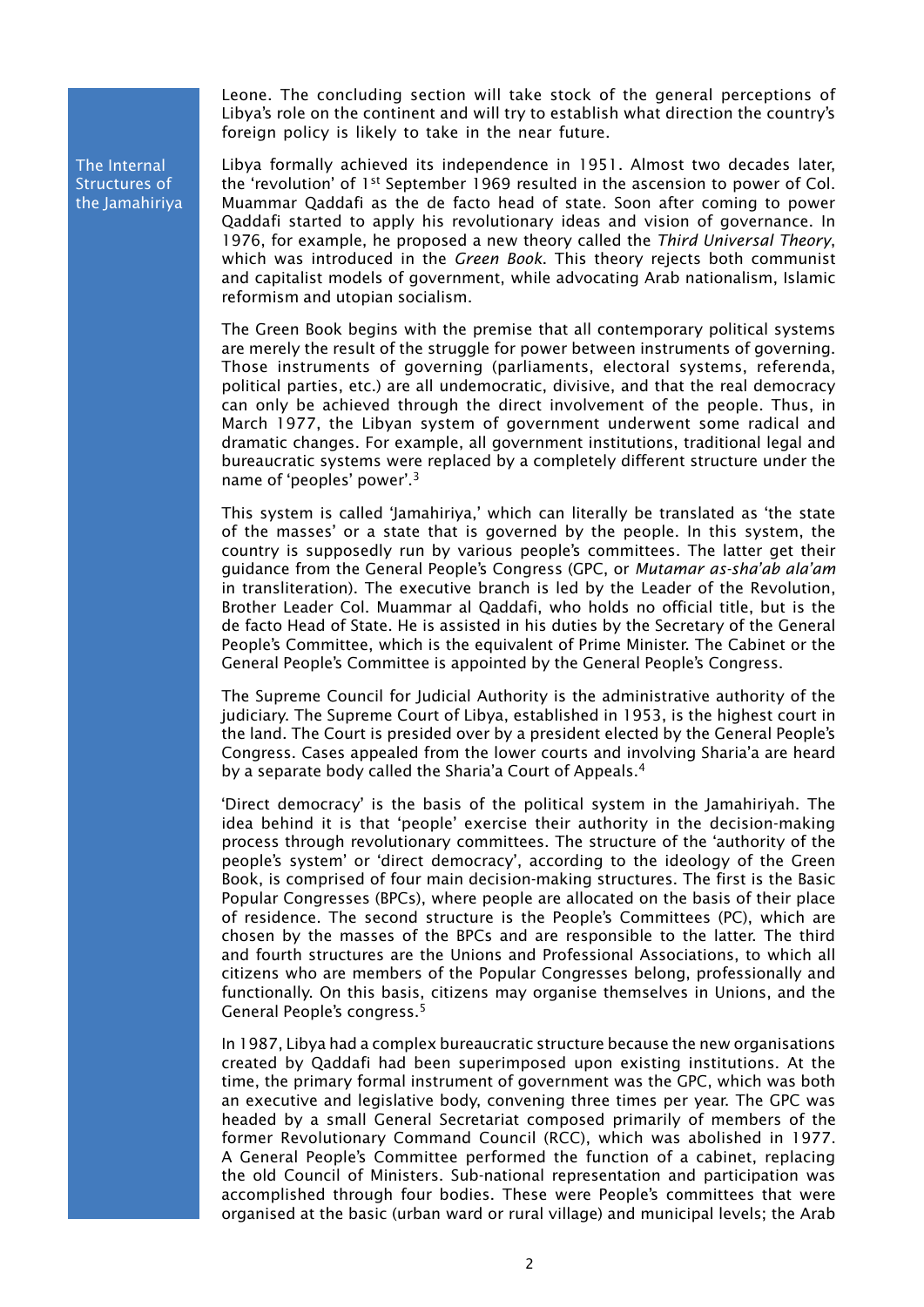Leone. The concluding section will take stock of the general perceptions of Libya's role on the continent and will try to establish what direction the country's foreign policy is likely to take in the near future.

## The Internal Structures of the Jamahiriya

Libya formally achieved its independence in 1951. Almost two decades later, the 'revolution' of 1st September 1969 resulted in the ascension to power of Col. Muammar Qaddafi as the de facto head of state. Soon after coming to power Qaddafi started to apply his revolutionary ideas and vision of governance. In 1976, for example, he proposed a new theory called the *Third Universal Theory*, which was introduced in the *Green Book*. This theory rejects both communist and capitalist models of government, while advocating Arab nationalism, Islamic reformism and utopian socialism.

The Green Book begins with the premise that all contemporary political systems are merely the result of the struggle for power between instruments of governing. Those instruments of governing (parliaments, electoral systems, referenda, political parties, etc.) are all undemocratic, divisive, and that the real democracy can only be achieved through the direct involvement of the people. Thus, in March 1977, the Libyan system of government underwent some radical and dramatic changes. For example, all government institutions, traditional legal and bureaucratic systems were replaced by a completely different structure under the name of 'peoples' power'.[3]

This system is called 'Jamahiriya,' which can literally be translated as 'the state of the masses' or a state that is governed by the people. In this system, the country is supposedly run by various people's committees. The latter get their guidance from the General People's Congress (GPC, or *Mutamar as-sha'ab ala'am* in transliteration). The executive branch is led by the Leader of the Revolution, Brother Leader Col. Muammar al Qaddafi, who holds no official title, but is the de facto Head of State. He is assisted in his duties by the Secretary of the General People's Committee, which is the equivalent of Prime Minister. The Cabinet or the General People's Committee is appointed by the General People's Congress.

The Supreme Council for Judicial Authority is the administrative authority of the judiciary. The Supreme Court of Libya, established in 1953, is the highest court in the land. The Court is presided over by a president elected by the General People's Congress. Cases appealed from the lower courts and involving Sharia'a are heard by a separate body called the Sharia'a Court of Appeals.[4]

'Direct democracy' is the basis of the political system in the Jamahiriyah. The idea behind it is that 'people' exercise their authority in the decision-making process through revolutionary committees. The structure of the 'authority of the people's system' or 'direct democracy', according to the ideology of the Green Book, is comprised of four main decision-making structures. The first is the Basic Popular Congresses (BPCs), where people are allocated on the basis of their place of residence. The second structure is the People's Committees (PC), which are chosen by the masses of the BPCs and are responsible to the latter. The third and fourth structures are the Unions and Professional Associations, to which all citizens who are members of the Popular Congresses belong, professionally and functionally. On this basis, citizens may organise themselves in Unions, and the General People's congress.[5]

In 1987, Libya had a complex bureaucratic structure because the new organisations created by Qaddafi had been superimposed upon existing institutions. At the time, the primary formal instrument of government was the GPC, which was both an executive and legislative body, convening three times per year. The GPC was headed by a small General Secretariat composed primarily of members of the former Revolutionary Command Council (RCC), which was abolished in 1977. A General People's Committee performed the function of a cabinet, replacing the old Council of Ministers. Sub-national representation and participation was accomplished through four bodies. These were People's committees that were organised at the basic (urban ward or rural village) and municipal levels; the Arab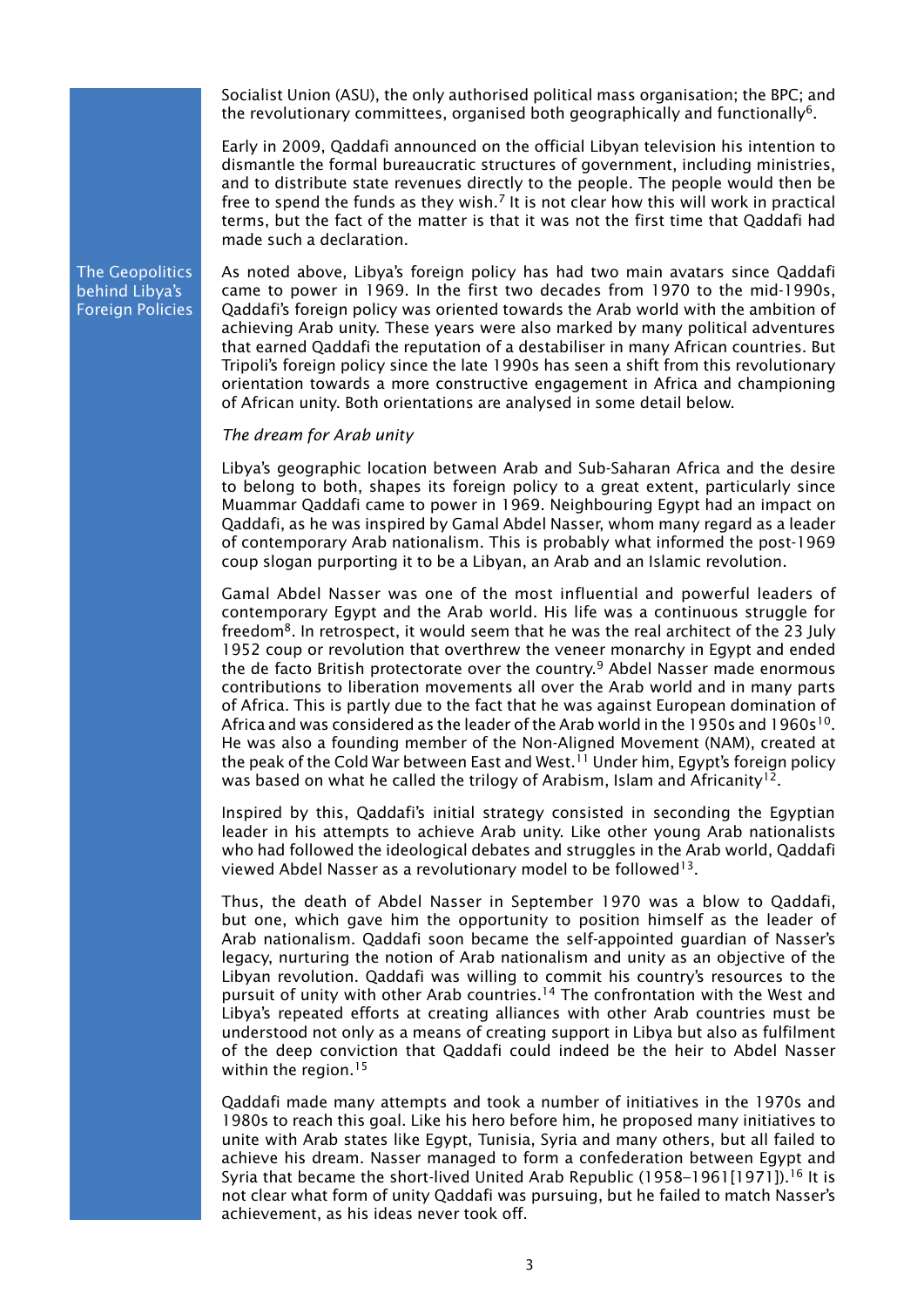Socialist Union (ASU), the only authorised political mass organisation; the BPC; and the revolutionary committees, organised both geographically and functionally[6].

Early in 2009, Qaddafi announced on the official Libyan television his intention to dismantle the formal bureaucratic structures of government, including ministries, and to distribute state revenues directly to the people. The people would then be free to spend the funds as they wish.[7] It is not clear how this will work in practical terms, but the fact of the matter is that it was not the first time that Qaddafi had made such a declaration.

## The Geopolitics behind Libya's Foreign Policies

As noted above, Libya's foreign policy has had two main avatars since Qaddafi came to power in 1969. In the first two decades from 1970 to the mid-1990s, Qaddafi's foreign policy was oriented towards the Arab world with the ambition of achieving Arab unity. These years were also marked by many political adventures that earned Qaddafi the reputation of a destabiliser in many African countries. But Tripoli's foreign policy since the late 1990s has seen a shift from this revolutionary orientation towards a more constructive engagement in Africa and championing of African unity. Both orientations are analysed in some detail below.

### *The dream for Arab unity*

Libya's geographic location between Arab and Sub-Saharan Africa and the desire to belong to both, shapes its foreign policy to a great extent, particularly since Muammar Qaddafi came to power in 1969. Neighbouring Egypt had an impact on Qaddafi, as he was inspired by Gamal Abdel Nasser, whom many regard as a leader of contemporary Arab nationalism. This is probably what informed the post-1969 coup slogan purporting it to be a Libyan, an Arab and an Islamic revolution.

Gamal Abdel Nasser was one of the most influential and powerful leaders of contemporary Egypt and the Arab world. His life was a continuous struggle for freedom[8]. In retrospect, it would seem that he was the real architect of the 23 July 1952 coup or revolution that overthrew the veneer monarchy in Egypt and ended the de facto British protectorate over the country.[9] Abdel Nasser made enormous contributions to liberation movements all over the Arab world and in many parts of Africa. This is partly due to the fact that he was against European domination of Africa and was considered as the leader of the Arab world in the 1950s and 1960s[10]. He was also a founding member of the Non-Aligned Movement (NAM), created at the peak of the Cold War between East and West.[11] Under him, Egypt's foreign policy was based on what he called the trilogy of Arabism, Islam and Africanity[12].

Inspired by this, Qaddafi's initial strategy consisted in seconding the Egyptian leader in his attempts to achieve Arab unity. Like other young Arab nationalists who had followed the ideological debates and struggles in the Arab world, Qaddafi viewed Abdel Nasser as a revolutionary model to be followed[13].

Thus, the death of Abdel Nasser in September 1970 was a blow to Qaddafi, but one, which gave him the opportunity to position himself as the leader of Arab nationalism. Qaddafi soon became the self-appointed guardian of Nasser's legacy, nurturing the notion of Arab nationalism and unity as an objective of the Libyan revolution. Qaddafi was willing to commit his country's resources to the pursuit of unity with other Arab countries.[14] The confrontation with the West and Libya's repeated efforts at creating alliances with other Arab countries must be understood not only as a means of creating support in Libya but also as fulfilment of the deep conviction that Qaddafi could indeed be the heir to Abdel Nasser within the region.[15]

Qaddafi made many attempts and took a number of initiatives in the 1970s and 1980s to reach this goal. Like his hero before him, he proposed many initiatives to unite with Arab states like Egypt, Tunisia, Syria and many others, but all failed to achieve his dream. Nasser managed to form a confederation between Egypt and Syria that became the short-lived United Arab Republic (1958–1961[1971]).[16] It is not clear what form of unity Qaddafi was pursuing, but he failed to match Nasser's achievement, as his ideas never took off.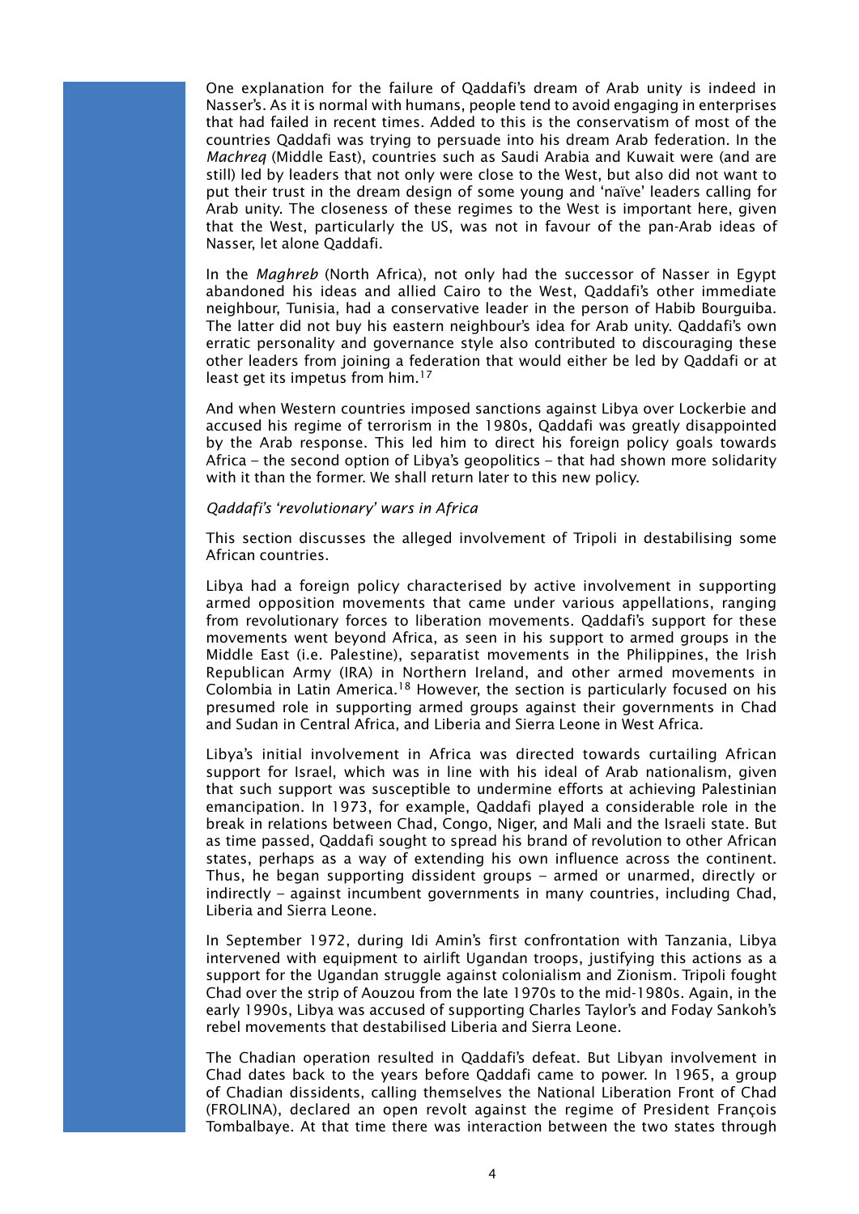One explanation for the failure of Qaddafi's dream of Arab unity is indeed in Nasser's. As it is normal with humans, people tend to avoid engaging in enterprises that had failed in recent times. Added to this is the conservatism of most of the countries Qaddafi was trying to persuade into his dream Arab federation. In the *Machreq* (Middle East), countries such as Saudi Arabia and Kuwait were (and are still) led by leaders that not only were close to the West, but also did not want to put their trust in the dream design of some young and 'naïve' leaders calling for Arab unity. The closeness of these regimes to the West is important here, given that the West, particularly the US, was not in favour of the pan-Arab ideas of Nasser, let alone Qaddafi.

In the *Maghreb* (North Africa), not only had the successor of Nasser in Egypt abandoned his ideas and allied Cairo to the West, Qaddafi's other immediate neighbour, Tunisia, had a conservative leader in the person of Habib Bourguiba. The latter did not buy his eastern neighbour's idea for Arab unity. Qaddafi's own erratic personality and governance style also contributed to discouraging these other leaders from joining a federation that would either be led by Qaddafi or at least get its impetus from him.[17]

And when Western countries imposed sanctions against Libya over Lockerbie and accused his regime of terrorism in the 1980s, Qaddafi was greatly disappointed by the Arab response. This led him to direct his foreign policy goals towards Africa – the second option of Libya's geopolitics – that had shown more solidarity with it than the former. We shall return later to this new policy.

### *Qaddafi's 'revolutionary' wars in Africa*

This section discusses the alleged involvement of Tripoli in destabilising some African countries.

Libya had a foreign policy characterised by active involvement in supporting armed opposition movements that came under various appellations, ranging from revolutionary forces to liberation movements. Qaddafi's support for these movements went beyond Africa, as seen in his support to armed groups in the Middle East (i.e. Palestine), separatist movements in the Philippines, the Irish Republican Army (IRA) in Northern Ireland, and other armed movements in Colombia in Latin America.[18] However, the section is particularly focused on his presumed role in supporting armed groups against their governments in Chad and Sudan in Central Africa, and Liberia and Sierra Leone in West Africa.

Libya's initial involvement in Africa was directed towards curtailing African support for Israel, which was in line with his ideal of Arab nationalism, given that such support was susceptible to undermine efforts at achieving Palestinian emancipation. In 1973, for example, Qaddafi played a considerable role in the break in relations between Chad, Congo, Niger, and Mali and the Israeli state. But as time passed, Qaddafi sought to spread his brand of revolution to other African states, perhaps as a way of extending his own influence across the continent. Thus, he began supporting dissident groups – armed or unarmed, directly or indirectly – against incumbent governments in many countries, including Chad, Liberia and Sierra Leone.

In September 1972, during Idi Amin's first confrontation with Tanzania, Libya intervened with equipment to airlift Ugandan troops, justifying this actions as a support for the Ugandan struggle against colonialism and Zionism. Tripoli fought Chad over the strip of Aouzou from the late 1970s to the mid-1980s. Again, in the early 1990s, Libya was accused of supporting Charles Taylor's and Foday Sankoh's rebel movements that destabilised Liberia and Sierra Leone.

The Chadian operation resulted in Qaddafi's defeat. But Libyan involvement in Chad dates back to the years before Qaddafi came to power. In 1965, a group of Chadian dissidents, calling themselves the National Liberation Front of Chad (FROLINA), declared an open revolt against the regime of President François Tombalbaye. At that time there was interaction between the two states through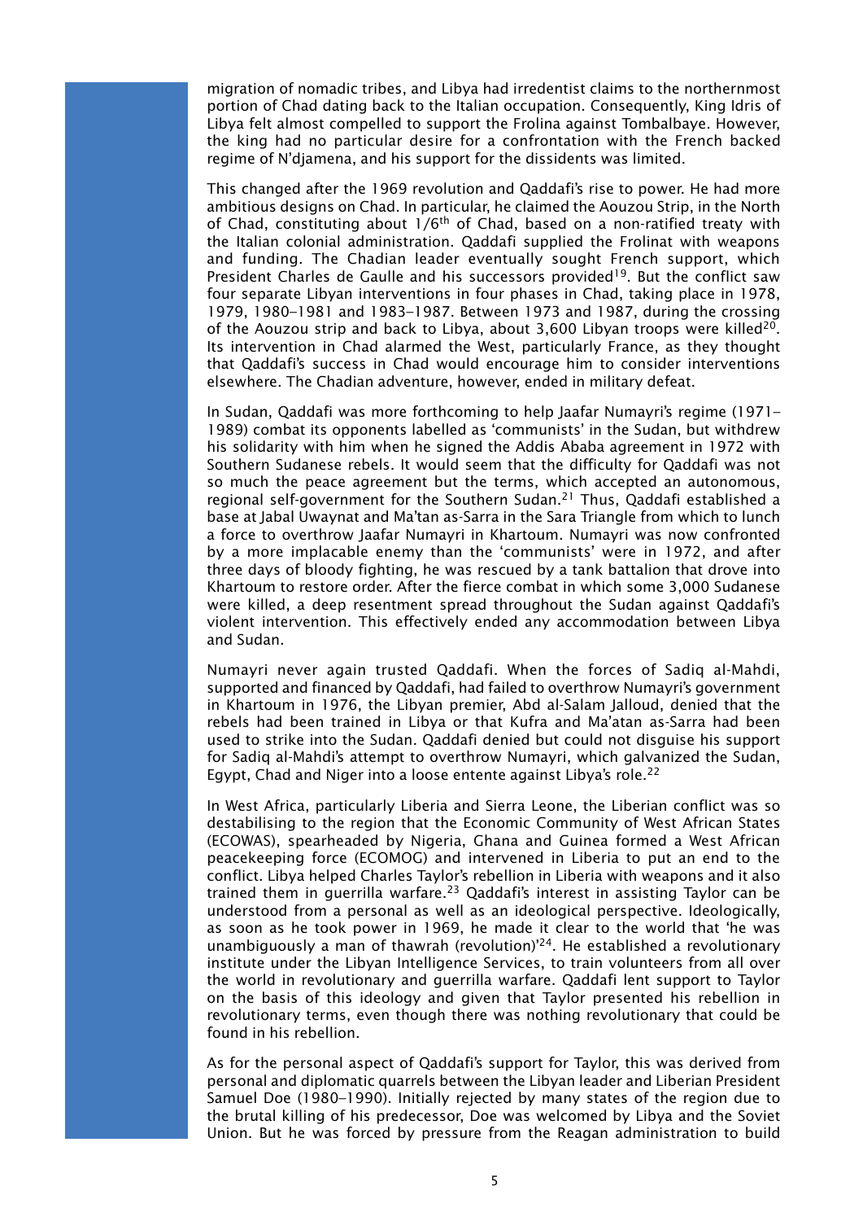migration of nomadic tribes, and Libya had irredentist claims to the northernmost portion of Chad dating back to the Italian occupation. Consequently, King Idris of Libya felt almost compelled to support the Frolina against Tombalbaye. However, the king had no particular desire for a confrontation with the French backed regime of N'djamena, and his support for the dissidents was limited.

This changed after the 1969 revolution and Qaddafi's rise to power. He had more ambitious designs on Chad. In particular, he claimed the Aouzou Strip, in the North of Chad, constituting about 1/6th of Chad, based on a non-ratified treaty with the Italian colonial administration. Qaddafi supplied the Frolinat with weapons and funding. The Chadian leader eventually sought French support, which President Charles de Gaulle and his successors provided[19]. But the conflict saw four separate Libyan interventions in four phases in Chad, taking place in 1978, 1979, 1980–1981 and 1983–1987. Between 1973 and 1987, during the crossing of the Aouzou strip and back to Libya, about 3,600 Libyan troops were killed[20]. Its intervention in Chad alarmed the West, particularly France, as they thought that Qaddafi's success in Chad would encourage him to consider interventions elsewhere. The Chadian adventure, however, ended in military defeat.

In Sudan, Qaddafi was more forthcoming to help Jaafar Numayri's regime (1971–1989) combat its opponents labelled as 'communists' in the Sudan, but withdrew his solidarity with him when he signed the Addis Ababa agreement in 1972 with Southern Sudanese rebels. It would seem that the difficulty for Qaddafi was not so much the peace agreement but the terms, which accepted an autonomous, regional self-government for the Southern Sudan.[21] Thus, Qaddafi established a base at Jabal Uwaynat and Ma'tan as-Sarra in the Sara Triangle from which to lunch a force to overthrow Jaafar Numayri in Khartoum. Numayri was now confronted by a more implacable enemy than the 'communists' were in 1972, and after three days of bloody fighting, he was rescued by a tank battalion that drove into Khartoum to restore order. After the fierce combat in which some 3,000 Sudanese were killed, a deep resentment spread throughout the Sudan against Qaddafi's violent intervention. This effectively ended any accommodation between Libya and Sudan.

Numayri never again trusted Qaddafi. When the forces of Sadiq al-Mahdi, supported and financed by Qaddafi, had failed to overthrow Numayri's government in Khartoum in 1976, the Libyan premier, Abd al-Salam Jalloud, denied that the rebels had been trained in Libya or that Kufra and Ma'atan as-Sarra had been used to strike into the Sudan. Qaddafi denied but could not disguise his support for Sadiq al-Mahdi's attempt to overthrow Numayri, which galvanized the Sudan, Egypt, Chad and Niger into a loose entente against Libya's role.[22]

In West Africa, particularly Liberia and Sierra Leone, the Liberian conflict was so destabilising to the region that the Economic Community of West African States (ECOWAS), spearheaded by Nigeria, Ghana and Guinea formed a West African peacekeeping force (ECOMOG) and intervened in Liberia to put an end to the conflict. Libya helped Charles Taylor's rebellion in Liberia with weapons and it also trained them in guerrilla warfare.[23] Qaddafi's interest in assisting Taylor can be understood from a personal as well as an ideological perspective. Ideologically, as soon as he took power in 1969, he made it clear to the world that 'he was unambiguously a man of thawrah (revolution)'[24]. He established a revolutionary institute under the Libyan Intelligence Services, to train volunteers from all over the world in revolutionary and guerrilla warfare. Qaddafi lent support to Taylor on the basis of this ideology and given that Taylor presented his rebellion in revolutionary terms, even though there was nothing revolutionary that could be found in his rebellion.

As for the personal aspect of Qaddafi's support for Taylor, this was derived from personal and diplomatic quarrels between the Libyan leader and Liberian President Samuel Doe (1980–1990). Initially rejected by many states of the region due to the brutal killing of his predecessor, Doe was welcomed by Libya and the Soviet Union. But he was forced by pressure from the Reagan administration to build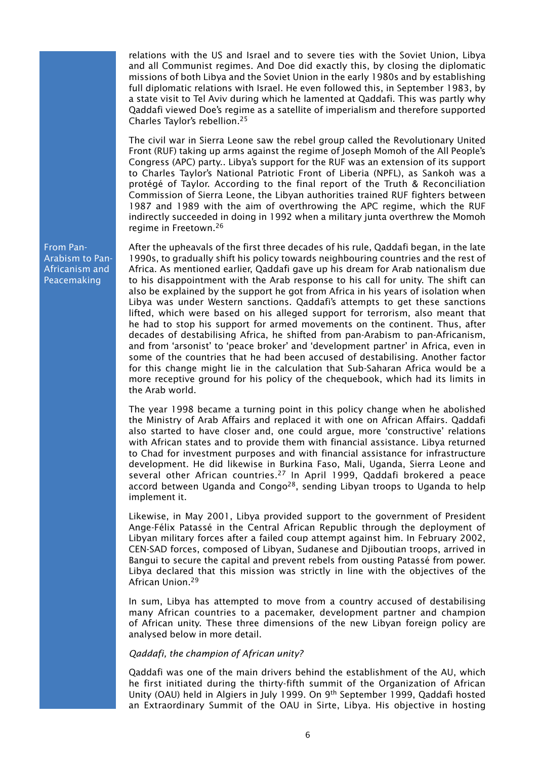relations with the US and Israel and to severe ties with the Soviet Union, Libya and all Communist regimes. And Doe did exactly this, by closing the diplomatic missions of both Libya and the Soviet Union in the early 1980s and by establishing full diplomatic relations with Israel. He even followed this, in September 1983, by a state visit to Tel Aviv during which he lamented at Qaddafi. This was partly why Qaddafi viewed Doe's regime as a satellite of imperialism and therefore supported Charles Taylor's rebellion.[25]

The civil war in Sierra Leone saw the rebel group called the Revolutionary United Front (RUF) taking up arms against the regime of Joseph Momoh of the All People's Congress (APC) party.. Libya's support for the RUF was an extension of its support to Charles Taylor's National Patriotic Front of Liberia (NPFL), as Sankoh was a protégé of Taylor. According to the final report of the Truth & Reconciliation Commission of Sierra Leone, the Libyan authorities trained RUF fighters between 1987 and 1989 with the aim of overthrowing the APC regime, which the RUF indirectly succeeded in doing in 1992 when a military junta overthrew the Momoh regime in Freetown.[26]

## From Pan-Arabism to Pan-Africanism and Peacemaking

After the upheavals of the first three decades of his rule, Qaddafi began, in the late 1990s, to gradually shift his policy towards neighbouring countries and the rest of Africa. As mentioned earlier, Qaddafi gave up his dream for Arab nationalism due to his disappointment with the Arab response to his call for unity. The shift can also be explained by the support he got from Africa in his years of isolation when Libya was under Western sanctions. Qaddafi's attempts to get these sanctions lifted, which were based on his alleged support for terrorism, also meant that he had to stop his support for armed movements on the continent. Thus, after decades of destabilising Africa, he shifted from pan-Arabism to pan-Africanism, and from 'arsonist' to 'peace broker' and 'development partner' in Africa, even in some of the countries that he had been accused of destabilising. Another factor for this change might lie in the calculation that Sub-Saharan Africa would be a more receptive ground for his policy of the chequebook, which had its limits in the Arab world.

The year 1998 became a turning point in this policy change when he abolished the Ministry of Arab Affairs and replaced it with one on African Affairs. Qaddafi also started to have closer and, one could argue, more 'constructive' relations with African states and to provide them with financial assistance. Libya returned to Chad for investment purposes and with financial assistance for infrastructure development. He did likewise in Burkina Faso, Mali, Uganda, Sierra Leone and several other African countries.[27] In April 1999, Qaddafi brokered a peace accord between Uganda and Congo[28], sending Libyan troops to Uganda to help implement it.

Likewise, in May 2001, Libya provided support to the government of President Ange-Félix Patassé in the Central African Republic through the deployment of Libyan military forces after a failed coup attempt against him. In February 2002, CEN-SAD forces, composed of Libyan, Sudanese and Djiboutian troops, arrived in Bangui to secure the capital and prevent rebels from ousting Patassé from power. Libya declared that this mission was strictly in line with the objectives of the African Union.[29]

In sum, Libya has attempted to move from a country accused of destabilising many African countries to a pacemaker, development partner and champion of African unity. These three dimensions of the new Libyan foreign policy are analysed below in more detail.

### *Qaddafi, the champion of African unity?*

Qaddafi was one of the main drivers behind the establishment of the AU, which he first initiated during the thirty-fifth summit of the Organization of African Unity (OAU) held in Algiers in July 1999. On 9th September 1999, Qaddafi hosted an Extraordinary Summit of the OAU in Sirte, Libya. His objective in hosting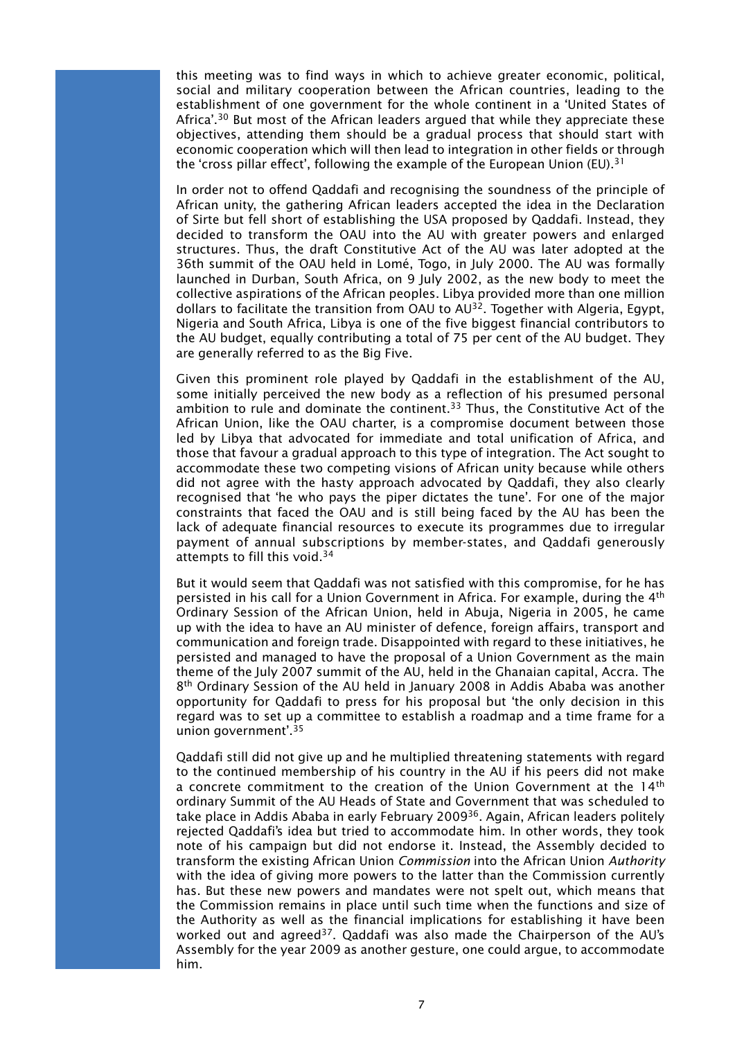this meeting was to find ways in which to achieve greater economic, political, social and military cooperation between the African countries, leading to the establishment of one government for the whole continent in a 'United States of Africa'.[30] But most of the African leaders argued that while they appreciate these objectives, attending them should be a gradual process that should start with economic cooperation which will then lead to integration in other fields or through the 'cross pillar effect', following the example of the European Union (EU).[31]

In order not to offend Qaddafi and recognising the soundness of the principle of African unity, the gathering African leaders accepted the idea in the Declaration of Sirte but fell short of establishing the USA proposed by Qaddafi. Instead, they decided to transform the OAU into the AU with greater powers and enlarged structures. Thus, the draft Constitutive Act of the AU was later adopted at the 36th summit of the OAU held in Lomé, Togo, in July 2000. The AU was formally launched in Durban, South Africa, on 9 July 2002, as the new body to meet the collective aspirations of the African peoples. Libya provided more than one million dollars to facilitate the transition from OAU to AU[32]. Together with Algeria, Egypt, Nigeria and South Africa, Libya is one of the five biggest financial contributors to the AU budget, equally contributing a total of 75 per cent of the AU budget. They are generally referred to as the Big Five.

Given this prominent role played by Qaddafi in the establishment of the AU, some initially perceived the new body as a reflection of his presumed personal ambition to rule and dominate the continent.[33] Thus, the Constitutive Act of the African Union, like the OAU charter, is a compromise document between those led by Libya that advocated for immediate and total unification of Africa, and those that favour a gradual approach to this type of integration. The Act sought to accommodate these two competing visions of African unity because while others did not agree with the hasty approach advocated by Qaddafi, they also clearly recognised that 'he who pays the piper dictates the tune'. For one of the major constraints that faced the OAU and is still being faced by the AU has been the lack of adequate financial resources to execute its programmes due to irregular payment of annual subscriptions by member-states, and Qaddafi generously attempts to fill this void.[34]

But it would seem that Qaddafi was not satisfied with this compromise, for he has persisted in his call for a Union Government in Africa. For example, during the 4th Ordinary Session of the African Union, held in Abuja, Nigeria in 2005, he came up with the idea to have an AU minister of defence, foreign affairs, transport and communication and foreign trade. Disappointed with regard to these initiatives, he persisted and managed to have the proposal of a Union Government as the main theme of the July 2007 summit of the AU, held in the Ghanaian capital, Accra. The 8th Ordinary Session of the AU held in January 2008 in Addis Ababa was another opportunity for Qaddafi to press for his proposal but 'the only decision in this regard was to set up a committee to establish a roadmap and a time frame for a union government'.[35]

Qaddafi still did not give up and he multiplied threatening statements with regard to the continued membership of his country in the AU if his peers did not make a concrete commitment to the creation of the Union Government at the 14th ordinary Summit of the AU Heads of State and Government that was scheduled to take place in Addis Ababa in early February 2009[36]. Again, African leaders politely rejected Qaddafi's idea but tried to accommodate him. In other words, they took note of his campaign but did not endorse it. Instead, the Assembly decided to transform the existing African Union *Commission* into the African Union *Authority* with the idea of giving more powers to the latter than the Commission currently has. But these new powers and mandates were not spelt out, which means that the Commission remains in place until such time when the functions and size of the Authority as well as the financial implications for establishing it have been worked out and agreed[37]. Qaddafi was also made the Chairperson of the AU's Assembly for the year 2009 as another gesture, one could argue, to accommodate him.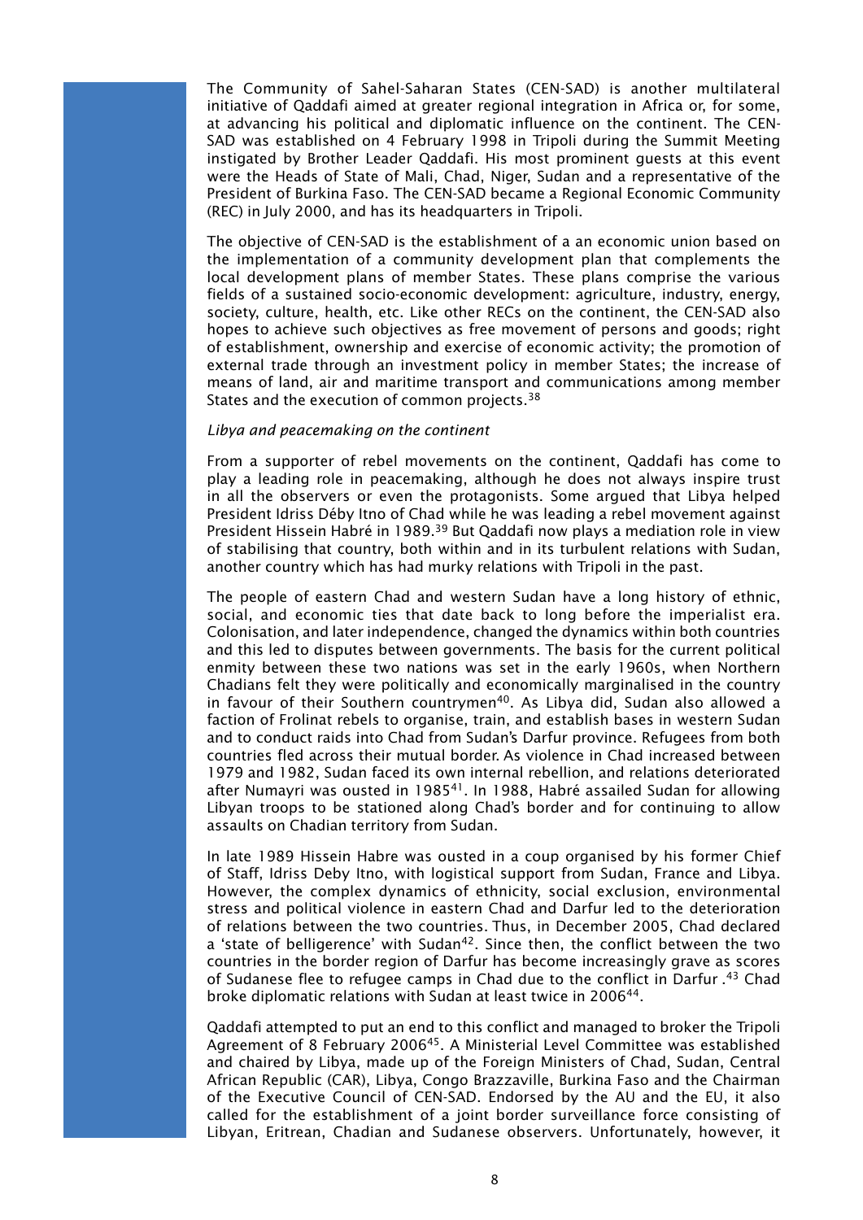The Community of Sahel-Saharan States (CEN-SAD) is another multilateral initiative of Qaddafi aimed at greater regional integration in Africa or, for some, at advancing his political and diplomatic influence on the continent. The CEN-SAD was established on 4 February 1998 in Tripoli during the Summit Meeting instigated by Brother Leader Qaddafi. His most prominent guests at this event were the Heads of State of Mali, Chad, Niger, Sudan and a representative of the President of Burkina Faso. The CEN-SAD became a Regional Economic Community (REC) in July 2000, and has its headquarters in Tripoli.

The objective of CEN-SAD is the establishment of a an economic union based on the implementation of a community development plan that complements the local development plans of member States. These plans comprise the various fields of a sustained socio-economic development: agriculture, industry, energy, society, culture, health, etc. Like other RECs on the continent, the CEN-SAD also hopes to achieve such objectives as free movement of persons and goods; right of establishment, ownership and exercise of economic activity; the promotion of external trade through an investment policy in member States; the increase of means of land, air and maritime transport and communications among member States and the execution of common projects.[38]

*Libya and peacemaking on the continent*

From a supporter of rebel movements on the continent, Qaddafi has come to play a leading role in peacemaking, although he does not always inspire trust in all the observers or even the protagonists. Some argued that Libya helped President Idriss Déby Itno of Chad while he was leading a rebel movement against President Hissein Habré in 1989.[39] But Qaddafi now plays a mediation role in view of stabilising that country, both within and in its turbulent relations with Sudan, another country which has had murky relations with Tripoli in the past.

The people of eastern Chad and western Sudan have a long history of ethnic, social, and economic ties that date back to long before the imperialist era. Colonisation, and later independence, changed the dynamics within both countries and this led to disputes between governments. The basis for the current political enmity between these two nations was set in the early 1960s, when Northern Chadians felt they were politically and economically marginalised in the country in favour of their Southern countrymen[40]. As Libya did, Sudan also allowed a faction of Frolinat rebels to organise, train, and establish bases in western Sudan and to conduct raids into Chad from Sudan's Darfur province. Refugees from both countries fled across their mutual border. As violence in Chad increased between 1979 and 1982, Sudan faced its own internal rebellion, and relations deteriorated after Numayri was ousted in 1985[41]. In 1988, Habré assailed Sudan for allowing Libyan troops to be stationed along Chad's border and for continuing to allow assaults on Chadian territory from Sudan.

In late 1989 Hissein Habre was ousted in a coup organised by his former Chief of Staff, Idriss Deby Itno, with logistical support from Sudan, France and Libya. However, the complex dynamics of ethnicity, social exclusion, environmental stress and political violence in eastern Chad and Darfur led to the deterioration of relations between the two countries. Thus, in December 2005, Chad declared a 'state of belligerence' with Sudan[42]. Since then, the conflict between the two countries in the border region of Darfur has become increasingly grave as scores of Sudanese flee to refugee camps in Chad due to the conflict in Darfur .[43] Chad broke diplomatic relations with Sudan at least twice in 2006[44].

Qaddafi attempted to put an end to this conflict and managed to broker the Tripoli Agreement of 8 February 2006[45]. A Ministerial Level Committee was established and chaired by Libya, made up of the Foreign Ministers of Chad, Sudan, Central African Republic (CAR), Libya, Congo Brazzaville, Burkina Faso and the Chairman of the Executive Council of CEN-SAD. Endorsed by the AU and the EU, it also called for the establishment of a joint border surveillance force consisting of Libyan, Eritrean, Chadian and Sudanese observers. Unfortunately, however, it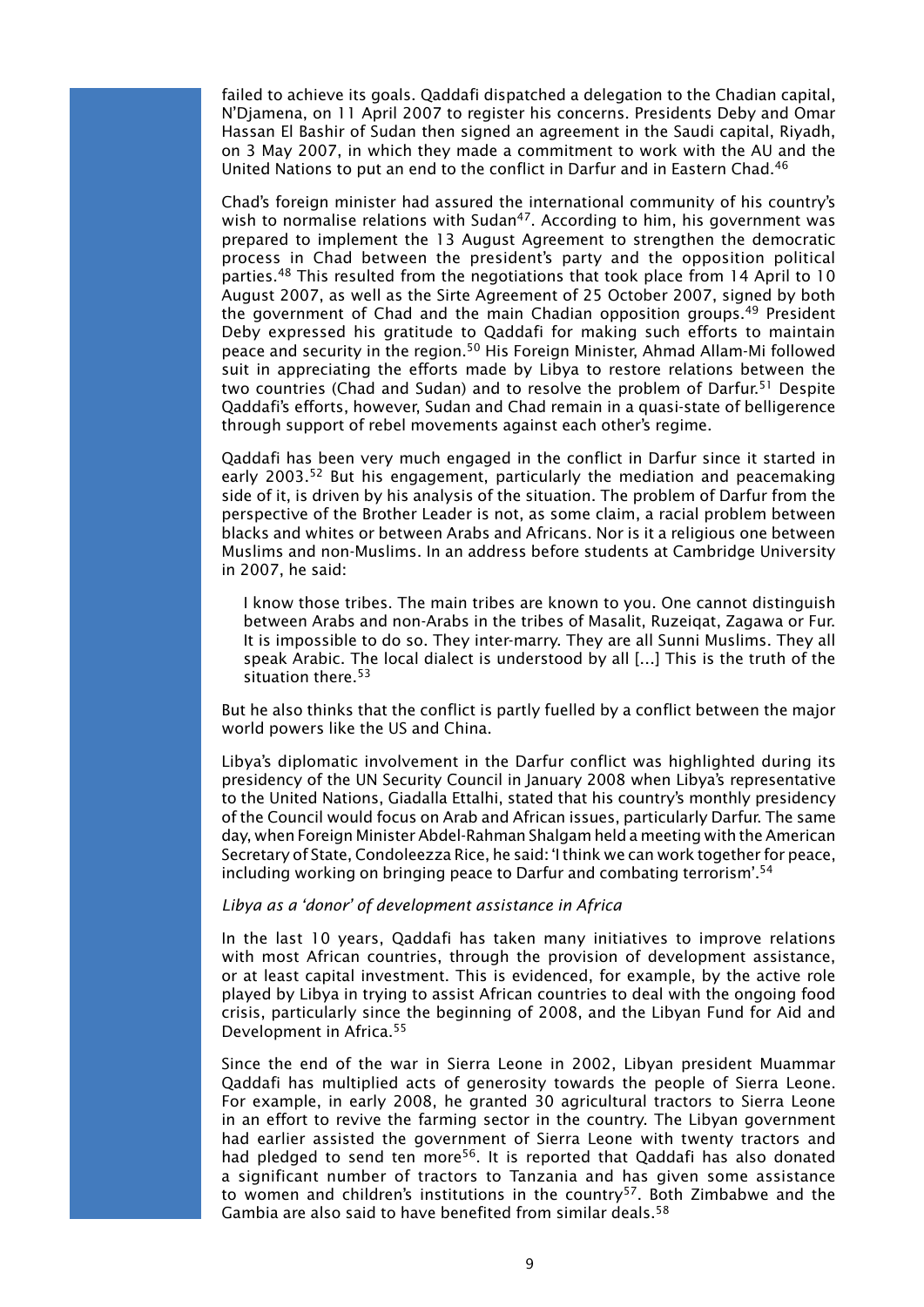failed to achieve its goals. Qaddafi dispatched a delegation to the Chadian capital, N'Djamena, on 11 April 2007 to register his concerns. Presidents Deby and Omar Hassan El Bashir of Sudan then signed an agreement in the Saudi capital, Riyadh, on 3 May 2007, in which they made a commitment to work with the AU and the United Nations to put an end to the conflict in Darfur and in Eastern Chad.[46]

Chad's foreign minister had assured the international community of his country's wish to normalise relations with Sudan[47]. According to him, his government was prepared to implement the 13 August Agreement to strengthen the democratic process in Chad between the president's party and the opposition political parties.[48] This resulted from the negotiations that took place from 14 April to 10 August 2007, as well as the Sirte Agreement of 25 October 2007, signed by both the government of Chad and the main Chadian opposition groups.[49] President Deby expressed his gratitude to Qaddafi for making such efforts to maintain peace and security in the region.[50] His Foreign Minister, Ahmad Allam-Mi followed suit in appreciating the efforts made by Libya to restore relations between the two countries (Chad and Sudan) and to resolve the problem of Darfur.[51] Despite Qaddafi's efforts, however, Sudan and Chad remain in a quasi-state of belligerence through support of rebel movements against each other's regime.

Qaddafi has been very much engaged in the conflict in Darfur since it started in early 2003.[52] But his engagement, particularly the mediation and peacemaking side of it, is driven by his analysis of the situation. The problem of Darfur from the perspective of the Brother Leader is not, as some claim, a racial problem between blacks and whites or between Arabs and Africans. Nor is it a religious one between Muslims and non-Muslims. In an address before students at Cambridge University in 2007, he said:

> I know those tribes. The main tribes are known to you. One cannot distinguish between Arabs and non-Arabs in the tribes of Masalit, Ruzeiqat, Zagawa or Fur. It is impossible to do so. They inter-marry. They are all Sunni Muslims. They all speak Arabic. The local dialect is understood by all [...] This is the truth of the situation there.[53]

But he also thinks that the conflict is partly fuelled by a conflict between the major world powers like the US and China.

Libya's diplomatic involvement in the Darfur conflict was highlighted during its presidency of the UN Security Council in January 2008 when Libya's representative to the United Nations, Giadalla Ettalhi, stated that his country's monthly presidency of the Council would focus on Arab and African issues, particularly Darfur. The same day, when Foreign Minister Abdel-Rahman Shalgam held a meeting with the American Secretary of State, Condoleezza Rice, he said: 'I think we can work together for peace, including working on bringing peace to Darfur and combating terrorism'.[54]

*Libya as a 'donor' of development assistance in Africa*

In the last 10 years, Qaddafi has taken many initiatives to improve relations with most African countries, through the provision of development assistance, or at least capital investment. This is evidenced, for example, by the active role played by Libya in trying to assist African countries to deal with the ongoing food crisis, particularly since the beginning of 2008, and the Libyan Fund for Aid and Development in Africa.[55]

Since the end of the war in Sierra Leone in 2002, Libyan president Muammar Qaddafi has multiplied acts of generosity towards the people of Sierra Leone. For example, in early 2008, he granted 30 agricultural tractors to Sierra Leone in an effort to revive the farming sector in the country. The Libyan government had earlier assisted the government of Sierra Leone with twenty tractors and had pledged to send ten more[56]. It is reported that Qaddafi has also donated a significant number of tractors to Tanzania and has given some assistance to women and children's institutions in the country[57]. Both Zimbabwe and the Gambia are also said to have benefited from similar deals.[58]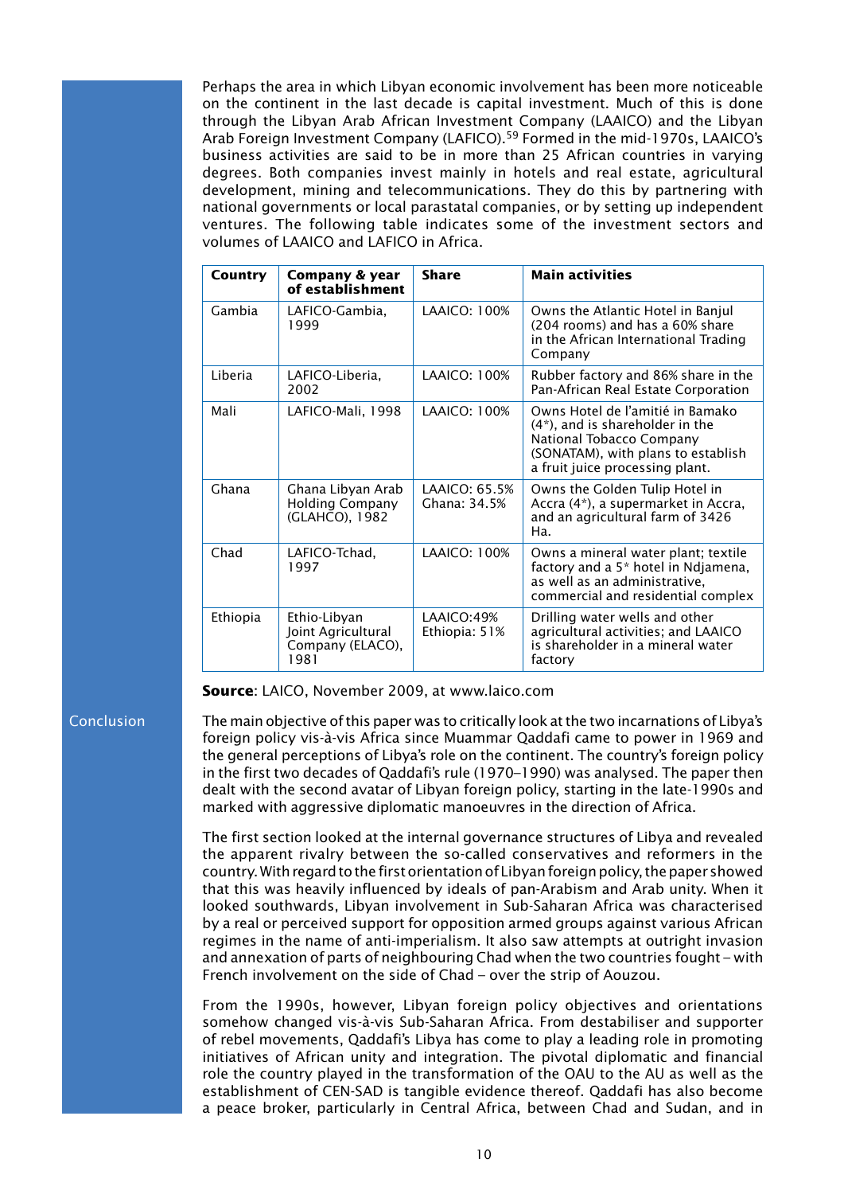Perhaps the area in which Libyan economic involvement has been more noticeable on the continent in the last decade is capital investment. Much of this is done through the Libyan Arab African Investment Company (LAAICO) and the Libyan Arab Foreign Investment Company (LAFICO).[59] Formed in the mid-1970s, LAAICO's business activities are said to be in more than 25 African countries in varying degrees. Both companies invest mainly in hotels and real estate, agricultural development, mining and telecommunications. They do this by partnering with national governments or local parastatal companies, or by setting up independent ventures. The following table indicates some of the investment sectors and volumes of LAAICO and LAFICO in Africa.

| Country | Company & year of establishment | Share | Main activities |
|---|---|---|---|
| Gambia | LAFICO-Gambia, 1999 | LAAICO: 100% | Owns the Atlantic Hotel in Banjul (204 rooms) and has a 60% share in the African International Trading Company |
| Liberia | LAFICO-Liberia, 2002 | LAAICO: 100% | Rubber factory and 86% share in the Pan-African Real Estate Corporation |
| Mali | LAFICO-Mali, 1998 | LAAICO: 100% | Owns Hotel de l'amitié in Bamako (4*), and is shareholder in the National Tobacco Company (SONATAM), with plans to establish a fruit juice processing plant. |
| Ghana | Ghana Libyan Arab Holding Company (GLAHCO), 1982 | LAAICO: 65.5% Ghana: 34.5% | Owns the Golden Tulip Hotel in Accra (4*), a supermarket in Accra, and an agricultural farm of 3426 Ha. |
| Chad | LAFICO-Tchad, 1997 | LAAICO: 100% | Owns a mineral water plant; textile factory and a 5* hotel in Ndjamena, as well as an administrative, commercial and residential complex |
| Ethiopia | Ethio-Libyan Joint Agricultural Company (ELACO), 1981 | LAAICO:49% Ethiopia: 51% | Drilling water wells and other agricultural activities; and LAAICO is shareholder in a mineral water factory |

**Source**: LAICO, November 2009, at www.laico.com

## Conclusion

The main objective of this paper was to critically look at the two incarnations of Libya's foreign policy vis-à-vis Africa since Muammar Qaddafi came to power in 1969 and the general perceptions of Libya's role on the continent. The country's foreign policy in the first two decades of Qaddafi's rule (1970–1990) was analysed. The paper then dealt with the second avatar of Libyan foreign policy, starting in the late-1990s and marked with aggressive diplomatic manoeuvres in the direction of Africa.

The first section looked at the internal governance structures of Libya and revealed the apparent rivalry between the so-called conservatives and reformers in the country. With regard to the first orientation of Libyan foreign policy, the paper showed that this was heavily influenced by ideals of pan-Arabism and Arab unity. When it looked southwards, Libyan involvement in Sub-Saharan Africa was characterised by a real or perceived support for opposition armed groups against various African regimes in the name of anti-imperialism. It also saw attempts at outright invasion and annexation of parts of neighbouring Chad when the two countries fought – with French involvement on the side of Chad – over the strip of Aouzou.

From the 1990s, however, Libyan foreign policy objectives and orientations somehow changed vis-à-vis Sub-Saharan Africa. From destabiliser and supporter of rebel movements, Qaddafi's Libya has come to play a leading role in promoting initiatives of African unity and integration. The pivotal diplomatic and financial role the country played in the transformation of the OAU to the AU as well as the establishment of CEN-SAD is tangible evidence thereof. Qaddafi has also become a peace broker, particularly in Central Africa, between Chad and Sudan, and in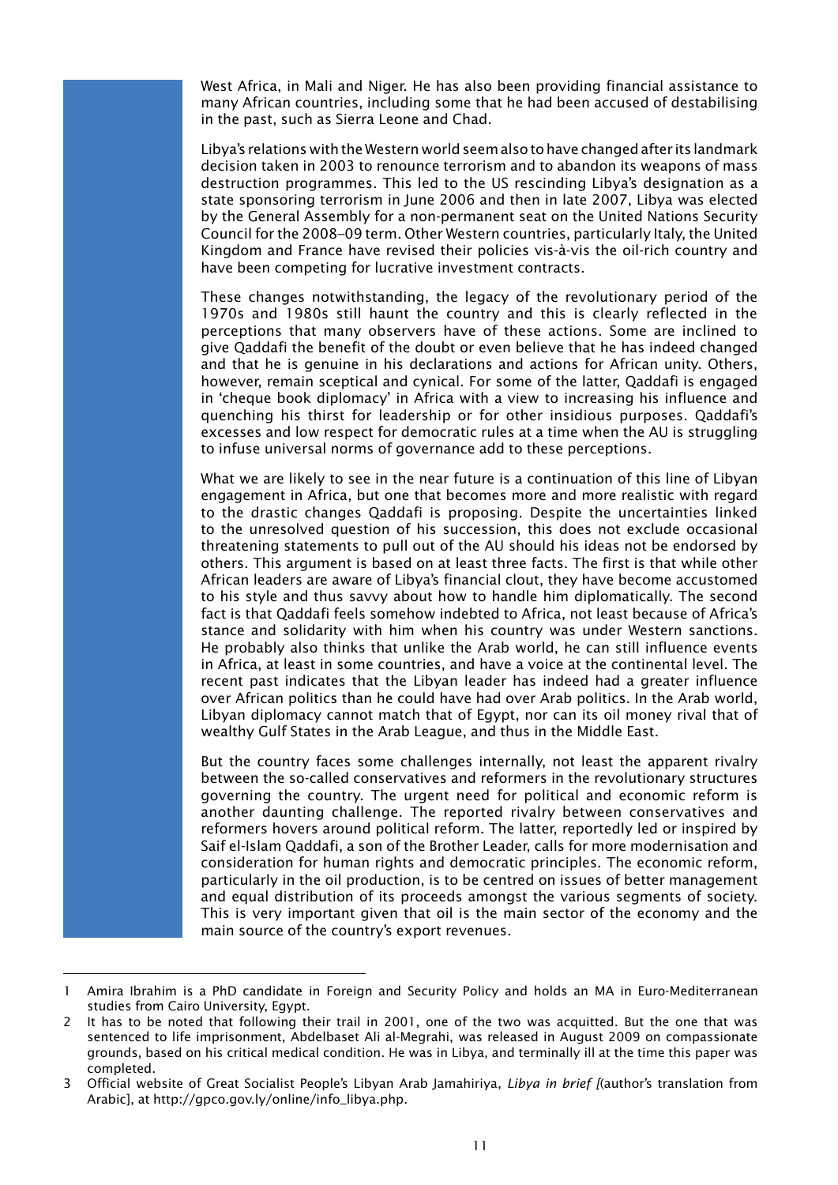West Africa, in Mali and Niger. He has also been providing financial assistance to many African countries, including some that he had been accused of destabilising in the past, such as Sierra Leone and Chad.

Libya's relations with the Western world seem also to have changed after its landmark decision taken in 2003 to renounce terrorism and to abandon its weapons of mass destruction programmes. This led to the US rescinding Libya's designation as a state sponsoring terrorism in June 2006 and then in late 2007, Libya was elected by the General Assembly for a non-permanent seat on the United Nations Security Council for the 2008–09 term. Other Western countries, particularly Italy, the United Kingdom and France have revised their policies vis-à-vis the oil-rich country and have been competing for lucrative investment contracts.

These changes notwithstanding, the legacy of the revolutionary period of the 1970s and 1980s still haunt the country and this is clearly reflected in the perceptions that many observers have of these actions. Some are inclined to give Qaddafi the benefit of the doubt or even believe that he has indeed changed and that he is genuine in his declarations and actions for African unity. Others, however, remain sceptical and cynical. For some of the latter, Qaddafi is engaged in 'cheque book diplomacy' in Africa with a view to increasing his influence and quenching his thirst for leadership or for other insidious purposes. Qaddafi's excesses and low respect for democratic rules at a time when the AU is struggling to infuse universal norms of governance add to these perceptions.

What we are likely to see in the near future is a continuation of this line of Libyan engagement in Africa, but one that becomes more and more realistic with regard to the drastic changes Qaddafi is proposing. Despite the uncertainties linked to the unresolved question of his succession, this does not exclude occasional threatening statements to pull out of the AU should his ideas not be endorsed by others. This argument is based on at least three facts. The first is that while other African leaders are aware of Libya's financial clout, they have become accustomed to his style and thus savvy about how to handle him diplomatically. The second fact is that Qaddafi feels somehow indebted to Africa, not least because of Africa's stance and solidarity with him when his country was under Western sanctions. He probably also thinks that unlike the Arab world, he can still influence events in Africa, at least in some countries, and have a voice at the continental level. The recent past indicates that the Libyan leader has indeed had a greater influence over African politics than he could have had over Arab politics. In the Arab world, Libyan diplomacy cannot match that of Egypt, nor can its oil money rival that of wealthy Gulf States in the Arab League, and thus in the Middle East.

But the country faces some challenges internally, not least the apparent rivalry between the so-called conservatives and reformers in the revolutionary structures governing the country. The urgent need for political and economic reform is another daunting challenge. The reported rivalry between conservatives and reformers hovers around political reform. The latter, reportedly led or inspired by Saif el-Islam Qaddafi, a son of the Brother Leader, calls for more modernisation and consideration for human rights and democratic principles. The economic reform, particularly in the oil production, is to be centred on issues of better management and equal distribution of its proceeds amongst the various segments of society. This is very important given that oil is the main sector of the economy and the main source of the country's export revenues.

---

1 Amira Ibrahim is a PhD candidate in Foreign and Security Policy and holds an MA in Euro-Mediterranean studies from Cairo University, Egypt.

2 It has to be noted that following their trail in 2001, one of the two was acquitted. But the one that was sentenced to life imprisonment, Abdelbaset Ali al-Megrahi, was released in August 2009 on compassionate grounds, based on his critical medical condition. He was in Libya, and terminally ill at the time this paper was completed.

3 Official website of Great Socialist People's Libyan Arab Jamahiriya, *Libya in brief [*(author's translation from Arabic], at http://gpco.gov.ly/online/info_libya.php.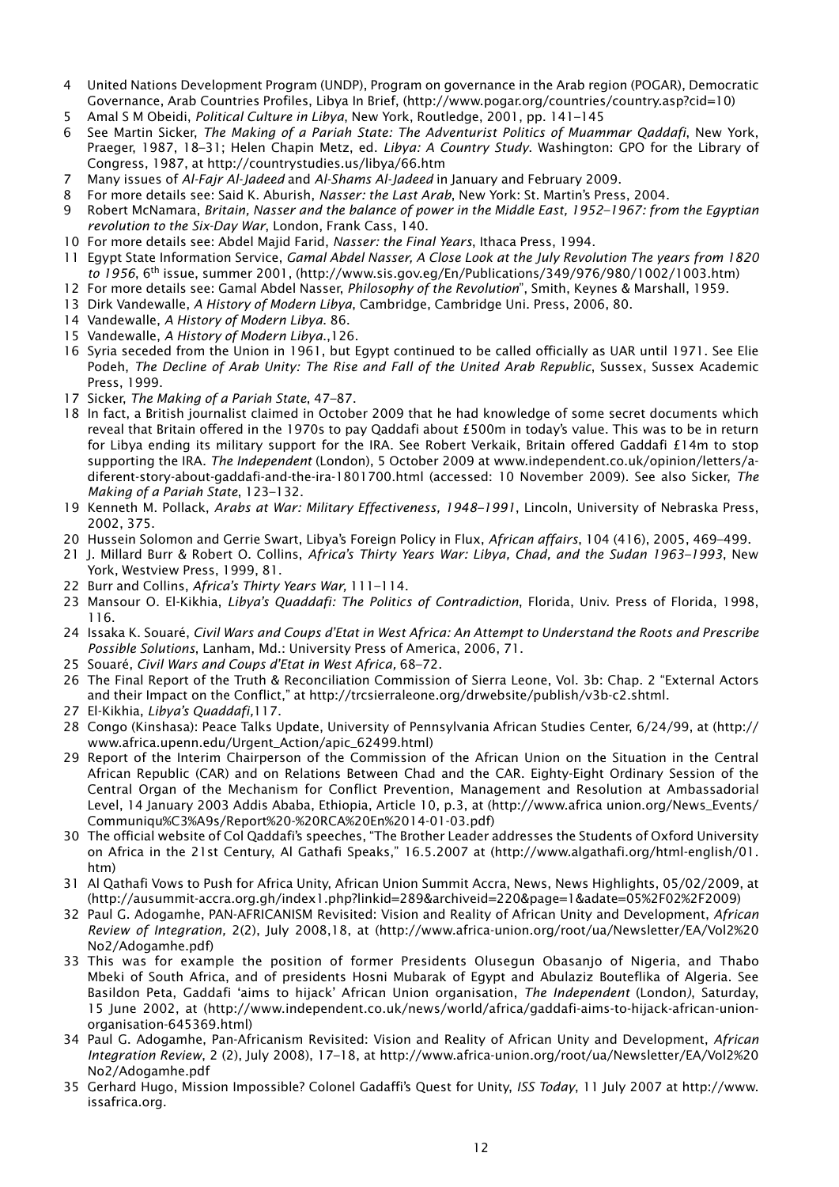4 United Nations Development Program (UNDP), Program on governance in the Arab region (POGAR), Democratic Governance, Arab Countries Profiles, Libya In Brief, (http://www.pogar.org/countries/country.asp?cid=10)

5 Amal S M Obeidi, *Political Culture in Libya*, New York, Routledge, 2001, pp. 141–145

6 See Martin Sicker, *The Making of a Pariah State: The Adventurist Politics of Muammar Qaddafi*, New York, Praeger, 1987, 18–31; Helen Chapin Metz, ed. *Libya: A Country Study*. Washington: GPO for the Library of Congress, 1987, at http://countrystudies.us/libya/66.htm

7 Many issues of *Al-Fajr Al-Jadeed* and *Al-Shams Al-Jadeed* in January and February 2009.

8 For more details see: Said K. Aburish, *Nasser: the Last Arab*, New York: St. Martin's Press, 2004.

9 Robert McNamara, *Britain, Nasser and the balance of power in the Middle East, 1952–1967: from the Egyptian revolution to the Six-Day War*, London, Frank Cass, 140.

10 For more details see: Abdel Majid Farid, *Nasser: the Final Years*, Ithaca Press, 1994.

11 Egypt State Information Service, *Gamal Abdel Nasser, A Close Look at the July Revolution The years from 1820 to 1956*, 6th issue, summer 2001, (http://www.sis.gov.eg/En/Publications/349/976/980/1002/1003.htm)

12 For more details see: Gamal Abdel Nasser, *Philosophy of the Revolution*", Smith, Keynes & Marshall, 1959.

13 Dirk Vandewalle, *A History of Modern Libya*, Cambridge, Cambridge Uni. Press, 2006, 80.

14 Vandewalle, *A History of Modern Libya*. 86.

15 Vandewalle, *A History of Modern Libya*.,126.

16 Syria seceded from the Union in 1961, but Egypt continued to be called officially as UAR until 1971. See Elie Podeh, *The Decline of Arab Unity: The Rise and Fall of the United Arab Republic*, Sussex, Sussex Academic Press, 1999.

17 Sicker, *The Making of a Pariah State*, 47–87.

18 In fact, a British journalist claimed in October 2009 that he had knowledge of some secret documents which reveal that Britain offered in the 1970s to pay Qaddafi about £500m in today's value. This was to be in return for Libya ending its military support for the IRA. See Robert Verkaik, Britain offered Gaddafi £14m to stop supporting the IRA. *The Independent* (London), 5 October 2009 at www.independent.co.uk/opinion/letters/a-diferent-story-about-gaddafi-and-the-ira-1801700.html (accessed: 10 November 2009). See also Sicker, *The Making of a Pariah State*, 123–132.

19 Kenneth M. Pollack, *Arabs at War: Military Effectiveness, 1948–1991*, Lincoln, University of Nebraska Press, 2002, 375.

20 Hussein Solomon and Gerrie Swart, Libya's Foreign Policy in Flux, *African affairs*, 104 (416), 2005, 469–499.

21 J. Millard Burr & Robert O. Collins, *Africa's Thirty Years War: Libya, Chad, and the Sudan 1963–1993*, New York, Westview Press, 1999, 81.

22 Burr and Collins, *Africa's Thirty Years War,* 111–114.

23 Mansour O. El-Kikhia, *Libya's Quaddafi: The Politics of Contradiction*, Florida, Univ. Press of Florida, 1998, 116.

24 Issaka K. Souaré, *Civil Wars and Coups d'Etat in West Africa: An Attempt to Understand the Roots and Prescribe Possible Solutions*, Lanham, Md.: University Press of America, 2006, 71.

25 Souaré, *Civil Wars and Coups d'Etat in West Africa,* 68–72.

26 The Final Report of the Truth & Reconciliation Commission of Sierra Leone, Vol. 3b: Chap. 2 "External Actors and their Impact on the Conflict," at http://trcsierraleone.org/drwebsite/publish/v3b-c2.shtml.

27 El-Kikhia, *Libya's Quaddafi*,117.

28 Congo (Kinshasa): Peace Talks Update, University of Pennsylvania African Studies Center, 6/24/99, at (http://www.africa.upenn.edu/Urgent_Action/apic_62499.html)

29 Report of the Interim Chairperson of the Commission of the African Union on the Situation in the Central African Republic (CAR) and on Relations Between Chad and the CAR. Eighty-Eight Ordinary Session of the Central Organ of the Mechanism for Conflict Prevention, Management and Resolution at Ambassadorial Level, 14 January 2003 Addis Ababa, Ethiopia, Article 10, p.3, at (http://www.africa union.org/News_Events/Communiqu%C3%A9s/Report%20-%20RCA%20En%2014-01-03.pdf)

30 The official website of Col Qaddafi's speeches, "The Brother Leader addresses the Students of Oxford University on Africa in the 21st Century, Al Gathafi Speaks," 16.5.2007 at (http://www.algathafi.org/html-english/01.htm)

31 Al Qathafi Vows to Push for Africa Unity, African Union Summit Accra, News, News Highlights, 05/02/2009, at (http://ausummit-accra.org.gh/index1.php?linkid=289&archiveid=220&page=1&adate=05%2F02%2F2009)

32 Paul G. Adogamhe, PAN-AFRICANISM Revisited: Vision and Reality of African Unity and Development, *African Review of Integration,* 2(2), July 2008,18, at (http://www.africa-union.org/root/ua/Newsletter/EA/Vol2%20No2/Adogamhe.pdf)

33 This was for example the position of former Presidents Olusegun Obasanjo of Nigeria, and Thabo Mbeki of South Africa, and of presidents Hosni Mubarak of Egypt and Abulaziz Bouteflika of Algeria. See Basildon Peta, Gaddafi 'aims to hijack' African Union organisation, *The Independent* (London*)*, Saturday, 15 June 2002, at (http://www.independent.co.uk/news/world/africa/gaddafi-aims-to-hijack-african-union-organisation-645369.html)

34 Paul G. Adogamhe, Pan-Africanism Revisited: Vision and Reality of African Unity and Development, *African Integration Review*, 2 (2), July 2008), 17–18, at http://www.africa-union.org/root/ua/Newsletter/EA/Vol2%20No2/Adogamhe.pdf

35 Gerhard Hugo, Mission Impossible? Colonel Gadaffi's Quest for Unity, *ISS Today*, 11 July 2007 at http://www.issafrica.org.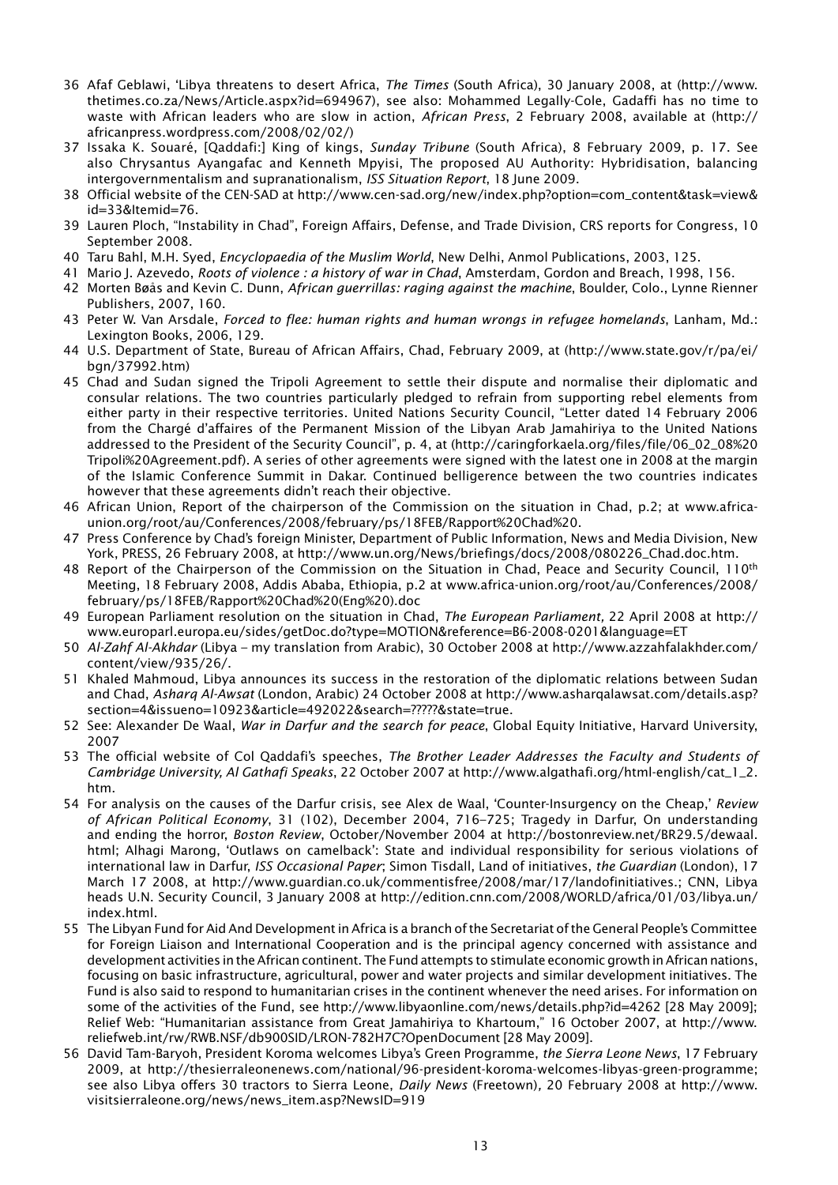36 Afaf Geblawi, 'Libya threatens to desert Africa, *The Times* (South Africa), 30 January 2008, at (http://www.thetimes.co.za/News/Article.aspx?id=694967), see also: Mohammed Legally-Cole, Gadaffi has no time to waste with African leaders who are slow in action, *African Press*, 2 February 2008, available at (http://africanpress.wordpress.com/2008/02/02/)

37 Issaka K. Souaré, [Qaddafi:] King of kings, *Sunday Tribune* (South Africa), 8 February 2009, p. 17. See also Chrysantus Ayangafac and Kenneth Mpyisi, The proposed AU Authority: Hybridisation, balancing intergovernmentalism and supranationalism, *ISS Situation Report*, 18 June 2009.

38 Official website of the CEN-SAD at http://www.cen-sad.org/new/index.php?option=com_content&task=view&id=33&Itemid=76.

39 Lauren Ploch, "Instability in Chad", Foreign Affairs, Defense, and Trade Division, CRS reports for Congress, 10 September 2008.

40 Taru Bahl, M.H. Syed, *Encyclopaedia of the Muslim World*, New Delhi, Anmol Publications, 2003, 125.

41 Mario J. Azevedo, *Roots of violence : a history of war in Chad*, Amsterdam, Gordon and Breach, 1998, 156.

42 Morten Bøås and Kevin C. Dunn, *African guerrillas: raging against the machine*, Boulder, Colo., Lynne Rienner Publishers, 2007, 160.

43 Peter W. Van Arsdale, *Forced to flee: human rights and human wrongs in refugee homelands*, Lanham, Md.: Lexington Books, 2006, 129.

44 U.S. Department of State, Bureau of African Affairs, Chad, February 2009, at (http://www.state.gov/r/pa/ei/bgn/37992.htm)

45 Chad and Sudan signed the Tripoli Agreement to settle their dispute and normalise their diplomatic and consular relations. The two countries particularly pledged to refrain from supporting rebel elements from either party in their respective territories. United Nations Security Council, "Letter dated 14 February 2006 from the Chargé d'affaires of the Permanent Mission of the Libyan Arab Jamahiriya to the United Nations addressed to the President of the Security Council", p. 4, at (http://caringforkaela.org/files/file/06_02_08%20Tripoli%20Agreement.pdf). A series of other agreements were signed with the latest one in 2008 at the margin of the Islamic Conference Summit in Dakar. Continued belligerence between the two countries indicates however that these agreements didn't reach their objective.

46 African Union, Report of the chairperson of the Commission on the situation in Chad, p.2; at www.africa-union.org/root/au/Conferences/2008/february/ps/18FEB/Rapport%20Chad%20.

47 Press Conference by Chad's foreign Minister, Department of Public Information, News and Media Division, New York, PRESS, 26 February 2008, at http://www.un.org/News/briefings/docs/2008/080226_Chad.doc.htm.

48 Report of the Chairperson of the Commission on the Situation in Chad, Peace and Security Council, 110th Meeting, 18 February 2008, Addis Ababa, Ethiopia, p.2 at www.africa-union.org/root/au/Conferences/2008/february/ps/18FEB/Rapport%20Chad%20(Eng%20).doc

49 European Parliament resolution on the situation in Chad, *The European Parliament,* 22 April 2008 at http://www.europarl.europa.eu/sides/getDoc.do?type=MOTION&reference=B6-2008-0201&language=ET

50 *Al-Zahf Al-Akhdar* (Libya – my translation from Arabic), 30 October 2008 at http://www.azzahfalakhder.com/content/view/935/26/.

51 Khaled Mahmoud, Libya announces its success in the restoration of the diplomatic relations between Sudan and Chad, *Asharq Al-Awsat* (London, Arabic) 24 October 2008 at http://www.asharqalawsat.com/details.asp?section=4&issueno=10923&article=492022&search=?????&state=true.

52 See: Alexander De Waal, *War in Darfur and the search for peace*, Global Equity Initiative, Harvard University, 2007

53 The official website of Col Qaddafi's speeches, *The Brother Leader Addresses the Faculty and Students of Cambridge University, Al Gathafi Speaks*, 22 October 2007 at http://www.algathafi.org/html-english/cat_1_2.htm.

54 For analysis on the causes of the Darfur crisis, see Alex de Waal, 'Counter-Insurgency on the Cheap,' *Review of African Political Economy*, 31 (102), December 2004, 716–725; Tragedy in Darfur, On understanding and ending the horror, *Boston Review*, October/November 2004 at http://bostonreview.net/BR29.5/dewaal.html; Alhagi Marong, 'Outlaws on camelback': State and individual responsibility for serious violations of international law in Darfur, *ISS Occasional Paper*; Simon Tisdall, Land of initiatives, *the Guardian* (London), 17 March 17 2008, at http://www.guardian.co.uk/commentisfree/2008/mar/17/landofinitiatives.; CNN, Libya heads U.N. Security Council, 3 January 2008 at http://edition.cnn.com/2008/WORLD/africa/01/03/libya.un/index.html.

55 The Libyan Fund for Aid And Development in Africa is a branch of the Secretariat of the General People's Committee for Foreign Liaison and International Cooperation and is the principal agency concerned with assistance and development activities in the African continent. The Fund attempts to stimulate economic growth in African nations, focusing on basic infrastructure, agricultural, power and water projects and similar development initiatives. The Fund is also said to respond to humanitarian crises in the continent whenever the need arises. For information on some of the activities of the Fund, see http://www.libyaonline.com/news/details.php?id=4262 [28 May 2009]; Relief Web: "Humanitarian assistance from Great Jamahiriya to Khartoum," 16 October 2007, at http://www.reliefweb.int/rw/RWB.NSF/db900SID/LRON-782H7C?OpenDocument [28 May 2009].

56 David Tam-Baryoh, President Koroma welcomes Libya's Green Programme, *the Sierra Leone News*, 17 February 2009, at http://thesierraleonenews.com/national/96-president-koroma-welcomes-libyas-green-programme; see also Libya offers 30 tractors to Sierra Leone, *Daily News* (Freetown), 20 February 2008 at http://www.visitsierraleone.org/news/news_item.asp?NewsID=919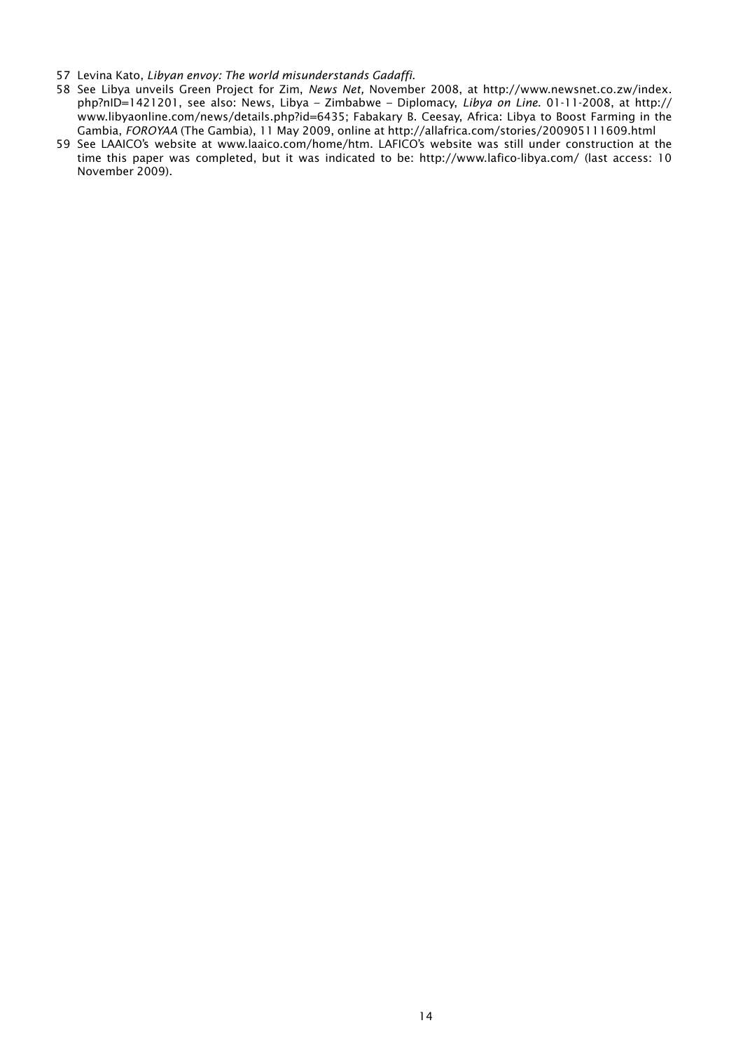57 Levina Kato, *Libyan envoy: The world misunderstands Gadaffi.*

58 See Libya unveils Green Project for Zim, *News Net,* November 2008, at http://www.newsnet.co.zw/index.php?nID=1421201, see also: News, Libya – Zimbabwe – Diplomacy, *Libya on Line.* 01-11-2008, at http://www.libyaonline.com/news/details.php?id=6435; Fabakary B. Ceesay, Africa: Libya to Boost Farming in the Gambia, *FOROYAA* (The Gambia), 11 May 2009, online at http://allafrica.com/stories/200905111609.html

59 See LAAICO's website at www.laaico.com/home/htm. LAFICO's website was still under construction at the time this paper was completed, but it was indicated to be: http://www.lafico-libya.com/ (last access: 10 November 2009).